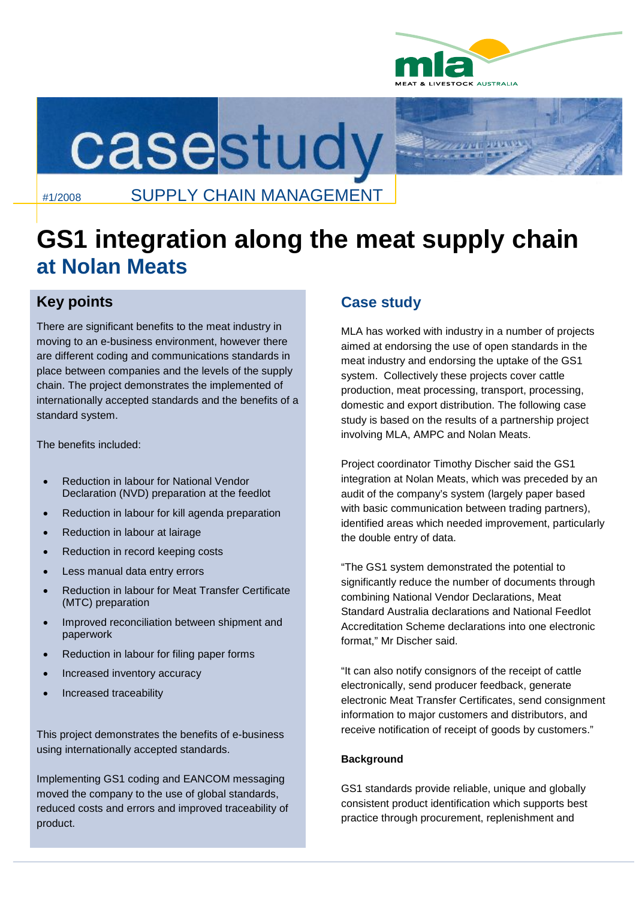casestudy

#1/2008 SUPPLY CHAIN MANAGEMENT

# GS1 integration along the meat supply chain at Nolan Meats

## Key points

There are significant benefits to the meat industry in moving to an e-business environment, however there are different coding and communications standards in place between companies and the levels of the supply chain. The project demonstrates the implemented of internationally accepted standards and the benefits of a standard system.

The benefits included:

- Reduction in labour for National Vendor Declaration (NVD) preparation at the feedlot
- Reduction in labour for kill agenda preparation
- Reduction in labour at lairage
- Reduction in record keeping costs
- Less manual data entry errors
- Reduction in labour for Meat Transfer Certificate (MTC) preparation
- Improved reconciliation between shipment and paperwork
- Reduction in labour for filing paper forms
- Increased inventory accuracy
- Increased traceability

This project demonstrates the benefits of e-business using internationally accepted standards.

Implementing GS1 coding and EANCOM messaging moved the company to the use of global standards, reduced costs and errors and improved traceability of product.

## Case study

MLA has worked with industry in a number of projects aimed at endorsing the use of open standards in the meat industry and endorsing the uptake of the GS1 system. Collectively these projects cover cattle production, meat processing, transport, processing, domestic and export distribution. The following case study is based on the results of a partnership project involving MLA, AMPC and Nolan Meats.

Project coordinator Timothy Discher said the GS1 integration at Nolan Meats, which was preceded by an audit of the company's system (largely paper based with basic communication between trading partners), identified areas which needed improvement, particularly the double entry of data.

"The GS1 system demonstrated the potential to significantly reduce the number of documents through combining National Vendor Declarations, Meat Standard Australia declarations and National Feedlot Accreditation Scheme declarations into one electronic format," Mr Discher said.

"It can also notify consignors of the receipt of cattle electronically, send producer feedback, generate electronic Meat Transfer Certificates, send consignment information to major customers and distributors, and receive notification of receipt of goods by customers."

**Background**

GS1 standards provide reliable, unique and globally consistent product identification which supports best practice through procurement, replenishment and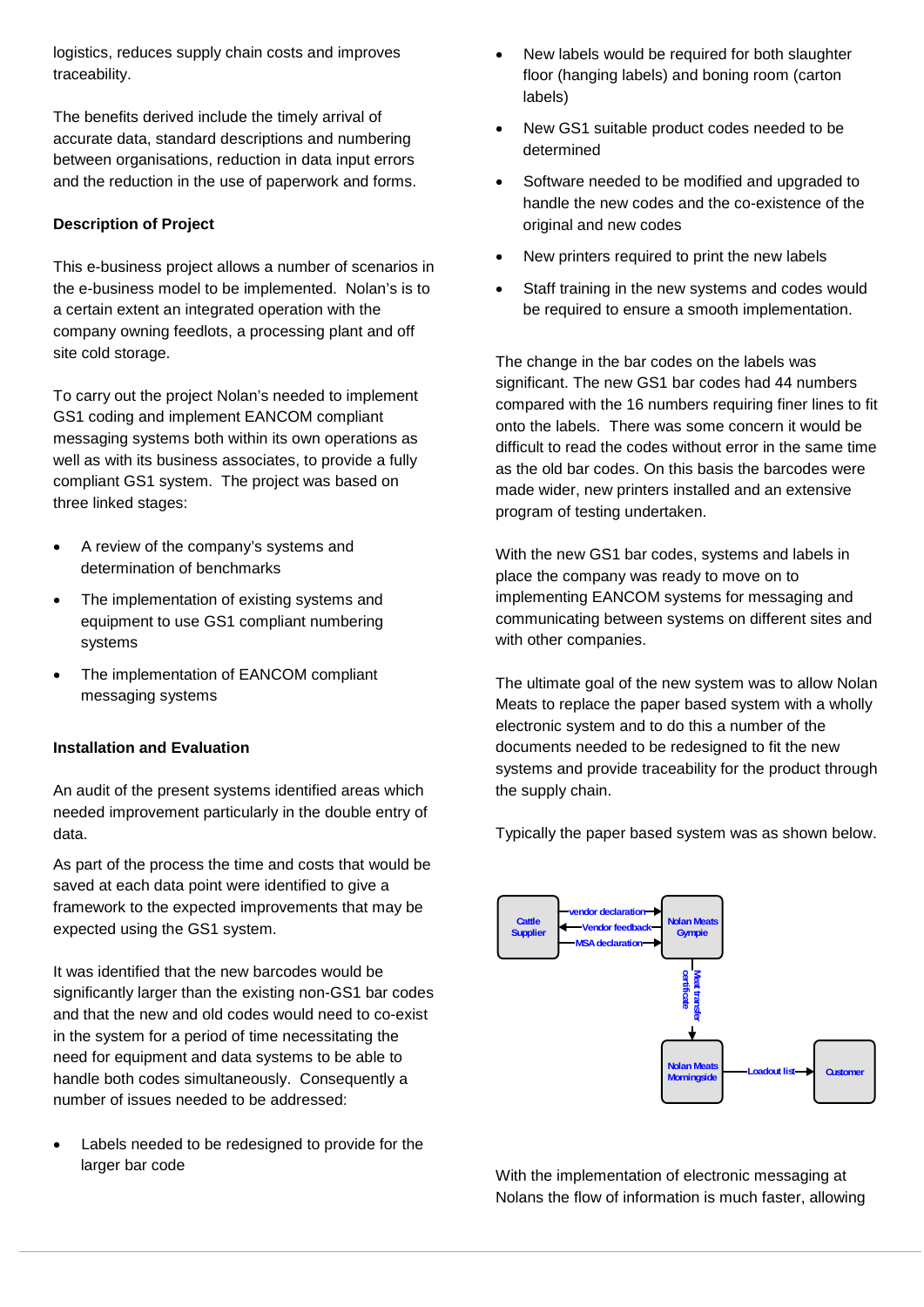logistics, reduces supply chain costs and improves traceability.

The benefits derived include the timely arrival of accurate data, standard descriptions and numbering between organisations, reduction in data input errors and the reduction in the use of paperwork and forms.

**Description of Project**

This e-business project allows a number of scenarios in the e-business model to be implemented. Nolan's is to a certain extent an integrated operation with the company owning feedlots, a processing plant and off site cold storage.

To carry out the project Nolan's needed to implement GS1 coding and implement EANCOM compliant messaging systems both within its own operations as well as with its business associates, to provide a fully compliant GS1 system. The project was based on three linked stages:

- A review of the company's systems and determination of benchmarks
- The implementation of existing systems and equipment to use GS1 compliant numbering systems
- The implementation of EANCOM compliant messaging systems

**Installation and Evaluation**

An audit of the present systems identified areas which needed improvement particularly in the double entry of data.

As part of the process the time and costs that would be saved at each data point were identified to give a framework to the expected improvements that may be expected using the GS1 system.

It was identified that the new barcodes would be significantly larger than the existing non-GS1 bar codes and that the new and old codes would need to co-exist in the system for a period of time necessitating the need for equipment and data systems to be able to handle both codes simultaneously. Consequently a number of issues needed to be addressed:

- Labels needed to be redesigned to provide for the larger bar code
- New labels would be required for both slaughter floor (hanging labels) and boning room (carton labels)
- New GS1 suitable product codes needed to be determined
- Software needed to be modified and upgraded to handle the new codes and the co-existence of the original and new codes
- New printers required to print the new labels
- Staff training in the new systems and codes would be required to ensure a smooth implementation.

The change in the bar codes on the labels was significant. The new GS1 bar codes had 44 numbers compared with the 16 numbers requiring finer lines to fit onto the labels. There was some concern it would be difficult to read the codes without error in the same time as the old bar codes. On this basis the barcodes were made wider, new printers installed and an extensive program of testing undertaken.

With the new GS1 bar codes, systems and labels in place the company was ready to move on to implementing EANCOM systems for messaging and communicating between systems on different sites and with other companies.

The ultimate goal of the new system was to allow Nolan Meats to replace the paper based system with a wholly electronic system and to do this a number of the documents needed to be redesigned to fit the new systems and provide traceability for the product through the supply chain.

Typically the paper based system was as shown below.

Cattle Supplier → vendor declaration → Nolan Meats Gympie
Nolan Meats Gympie → Vendor feedback → Cattle Supplier
Cattle Supplier → MSA declaration → Nolan Meats Gympie
Nolan Meats Gympie → Meat transfer certificate → Nolan Meats Morningside
Nolan Meats Morningside → Loadout list → Customer

With the implementation of electronic messaging at Nolans the flow of information is much faster, allowing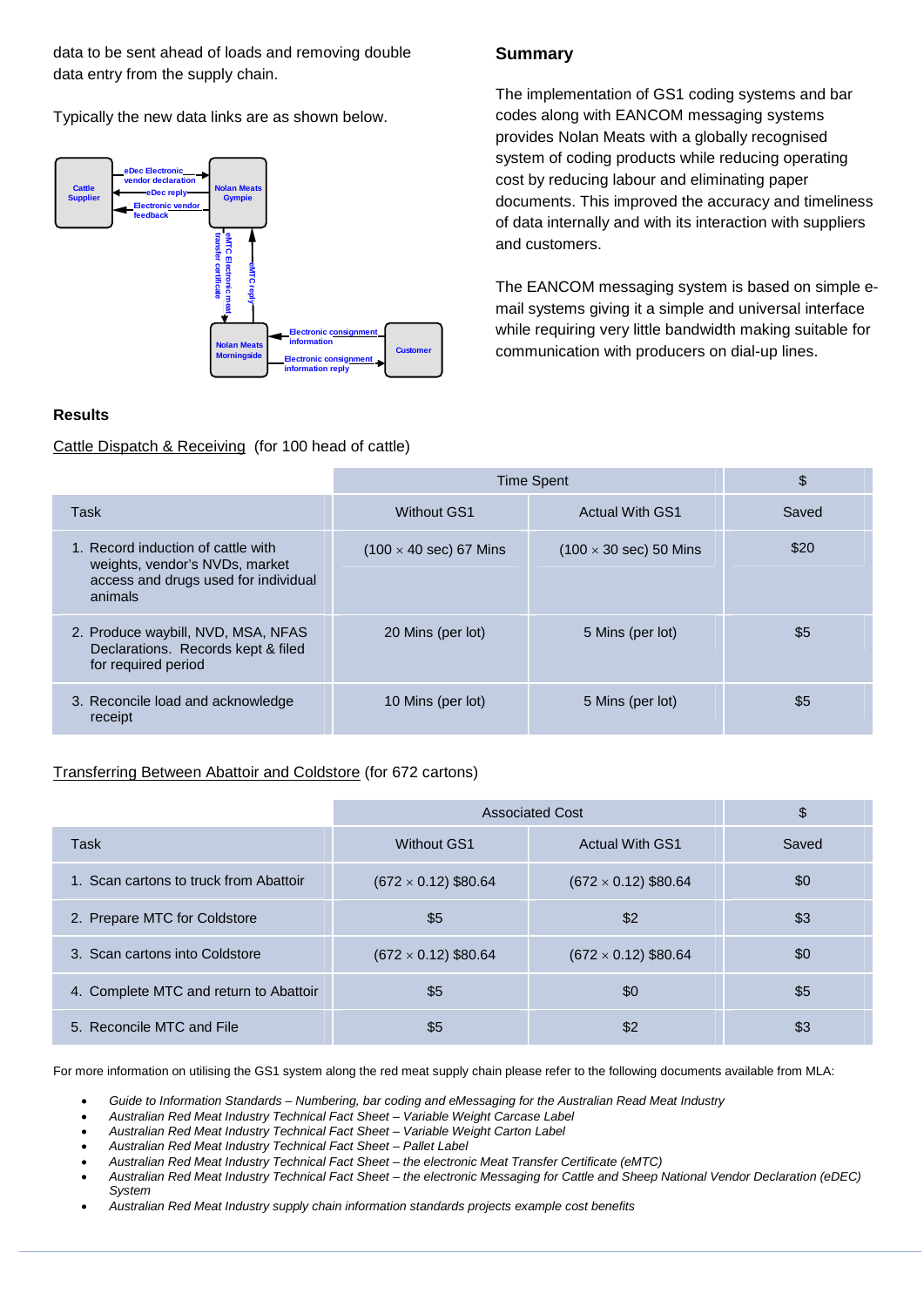data to be sent ahead of loads and removing double data entry from the supply chain.

Typically the new data links are as shown below.

Cattle Supplier — eDec Electronic vendor declaration → Nolan Meats Gympie
Nolan Meats Gympie — eDec reply → Cattle Supplier
Nolan Meats Gympie — Electronic vendor feedback → Cattle Supplier
Nolan Meats Gympie — eMTC Electronic meat transfer certificate → Nolan Meats Morningside
Nolan Meats Morningside — eMTC reply → Nolan Meats Gympie
Customer — Electronic consignment information → Nolan Meats Morningside
Nolan Meats Morningside — Electronic consignment information reply → Customer

## Summary

The implementation of GS1 coding systems and bar codes along with EANCOM messaging systems provides Nolan Meats with a globally recognised system of coding products while reducing operating cost by reducing labour and eliminating paper documents. This improved the accuracy and timeliness of data internally and with its interaction with suppliers and customers.

The EANCOM messaging system is based on simple e-mail systems giving it a simple and universal interface while requiring very little bandwidth making suitable for communication with producers on dial-up lines.

## Results

Cattle Dispatch & Receiving (for 100 head of cattle)

| | Time Spent | | $ |
|---|---|---|---|
| Task | Without GS1 | Actual With GS1 | Saved |
| 1. Record induction of cattle with weights, vendor's NVDs, market access and drugs used for individual animals | (100 × 40 sec) 67 Mins | (100 × 30 sec) 50 Mins | $20 |
| 2. Produce waybill, NVD, MSA, NFAS Declarations. Records kept & filed for required period | 20 Mins (per lot) | 5 Mins (per lot) | $5 |
| 3. Reconcile load and acknowledge receipt | 10 Mins (per lot) | 5 Mins (per lot) | $5 |

Transferring Between Abattoir and Coldstore (for 672 cartons)

| | Associated Cost | | $ |
|---|---|---|---|
| Task | Without GS1 | Actual With GS1 | Saved |
| 1. Scan cartons to truck from Abattoir | (672 × 0.12) $80.64 | (672 × 0.12) $80.64 | $0 |
| 2. Prepare MTC for Coldstore | $5 | $2 | $3 |
| 3. Scan cartons into Coldstore | (672 × 0.12) $80.64 | (672 × 0.12) $80.64 | $0 |
| 4. Complete MTC and return to Abattoir | $5 | $0 | $5 |
| 5. Reconcile MTC and File | $5 | $2 | $3 |

For more information on utilising the GS1 system along the red meat supply chain please refer to the following documents available from MLA:

- *Guide to Information Standards – Numbering, bar coding and eMessaging for the Australian Read Meat Industry*
- *Australian Red Meat Industry Technical Fact Sheet – Variable Weight Carcase Label*
- *Australian Red Meat Industry Technical Fact Sheet – Variable Weight Carton Label*
- *Australian Red Meat Industry Technical Fact Sheet – Pallet Label*
- *Australian Red Meat Industry Technical Fact Sheet – the electronic Meat Transfer Certificate (eMTC)*
- *Australian Red Meat Industry Technical Fact Sheet – the electronic Messaging for Cattle and Sheep National Vendor Declaration (eDEC) System*
- *Australian Red Meat Industry supply chain information standards projects example cost benefits*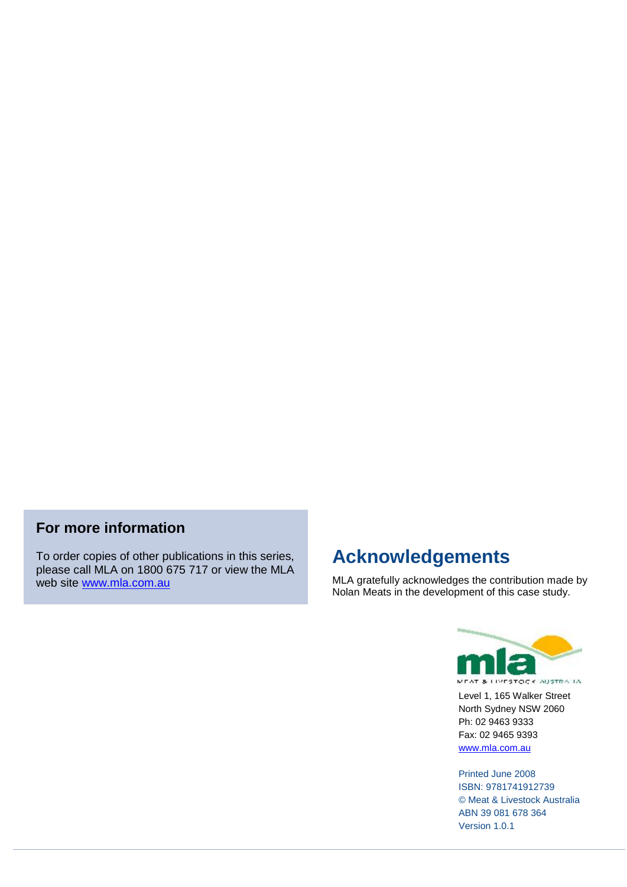## For more information

To order copies of other publications in this series, please call MLA on 1800 675 717 or view the MLA web site www.mla.com.au

## Acknowledgements

MLA gratefully acknowledges the contribution made by Nolan Meats in the development of this case study.

Level 1, 165 Walker Street
North Sydney NSW 2060
Ph: 02 9463 9333
Fax: 02 9465 9393
www.mla.com.au

Printed June 2008
ISBN: 9781741912739
© Meat & Livestock Australia
ABN 39 081 678 364
Version 1.0.1